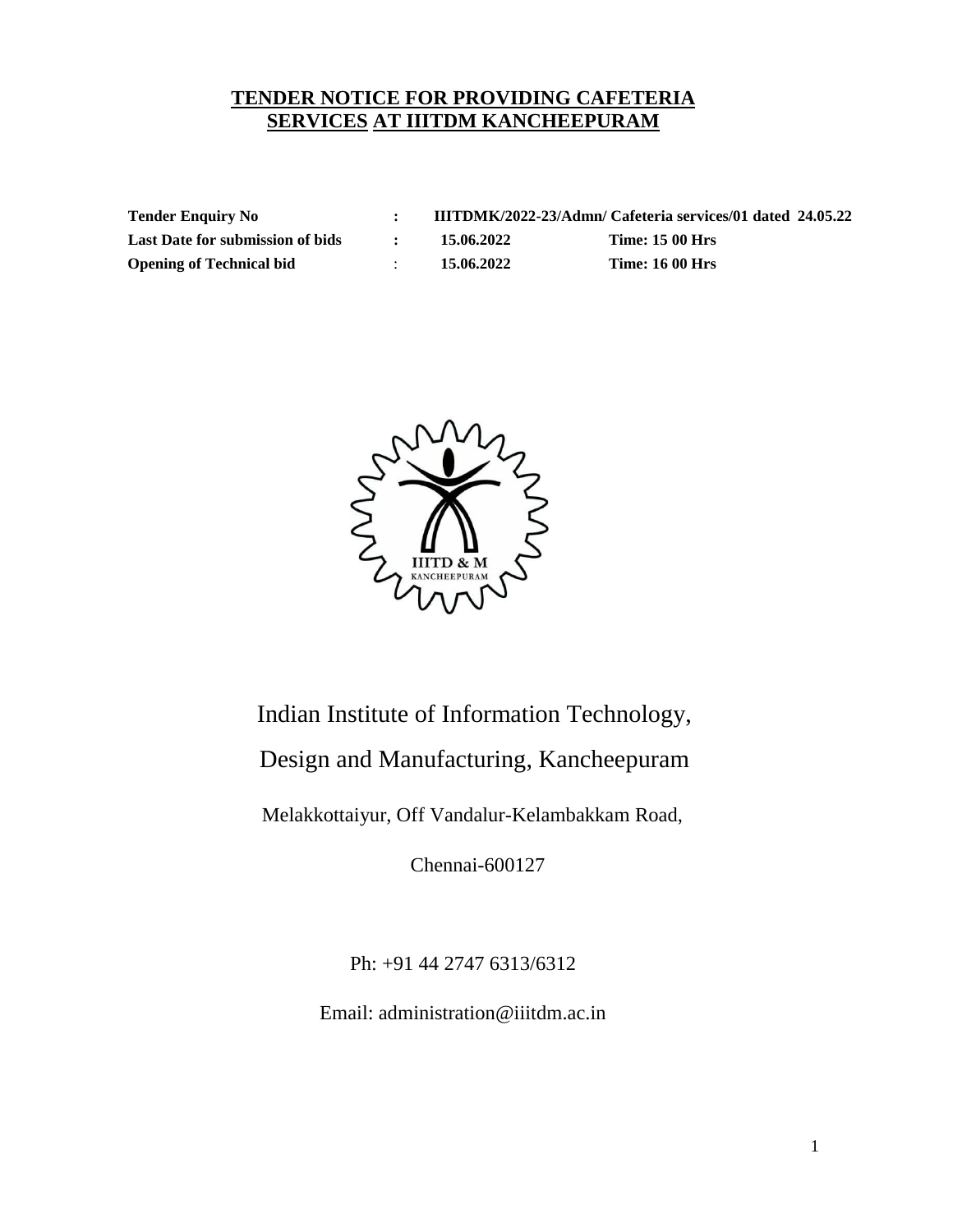# TENDER NOTICE FOR PROVIDING CAFETERIA SERVICES AT IIITDM KANCHEEPURAM

| | | | |
|---|---|---|---|
| **Tender Enquiry No** | **:** | **IIITDMK/2022-23/Admn/ Cafeteria services/01 dated 24.05.22** | |
| **Last Date for submission of bids** | **:** | **15.06.2022** | **Time: 15 00 Hrs** |
| **Opening of Technical bid** | : | **15.06.2022** | **Time: 16 00 Hrs** |

Indian Institute of Information Technology,

Design and Manufacturing, Kancheepuram

Melakkottaiyur, Off Vandalur-Kelambakkam Road,

Chennai-600127

Ph: +91 44 2747 6313/6312

Email: administration@iiitdm.ac.in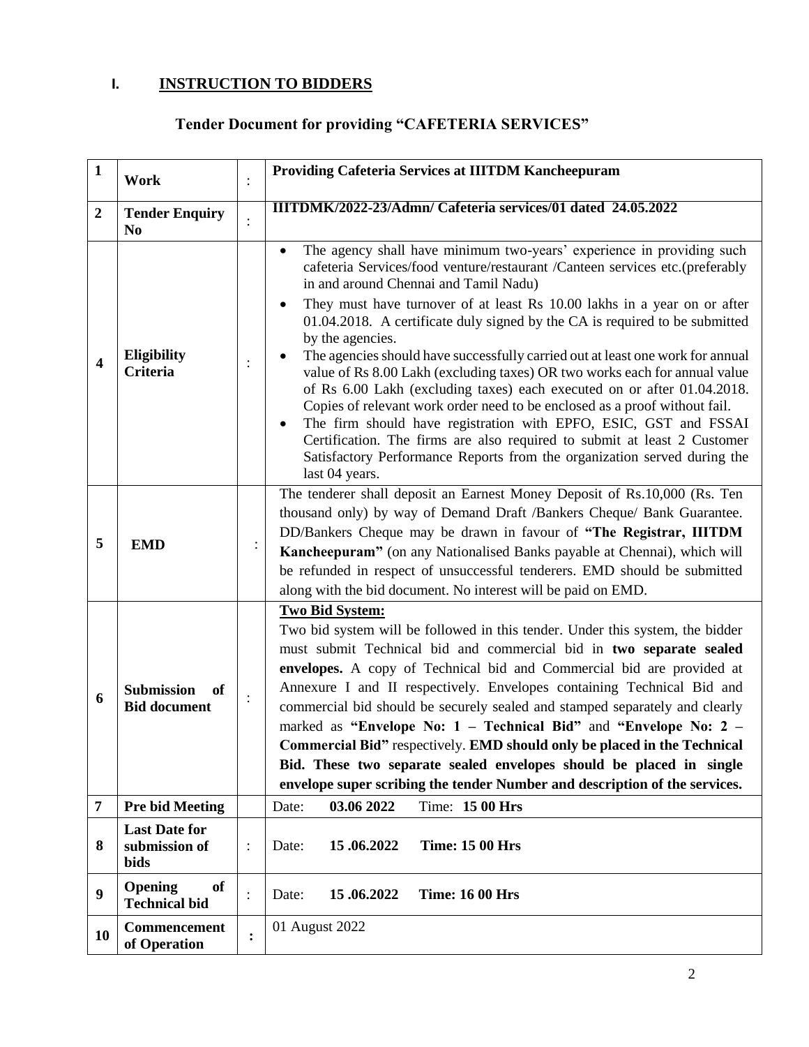## I. INSTRUCTION TO BIDDERS

### Tender Document for providing "CAFETERIA SERVICES"

| | | | |
|---|---|---|---|
| **1** | **Work** | : | **Providing Cafeteria Services at IIITDM Kancheepuram** |
| **2** | **Tender Enquiry No** | : | **IIITDMK/2022-23/Admn/ Cafeteria services/01 dated 24.05.2022** |
| **4** | **Eligibility Criteria** | : | • The agency shall have minimum two-years' experience in providing such cafeteria Services/food venture/restaurant /Canteen services etc.(preferably in and around Chennai and Tamil Nadu)<br>• They must have turnover of at least Rs 10.00 lakhs in a year on or after 01.04.2018. A certificate duly signed by the CA is required to be submitted by the agencies.<br>• The agencies should have successfully carried out at least one work for annual value of Rs 8.00 Lakh (excluding taxes) OR two works each for annual value of Rs 6.00 Lakh (excluding taxes) each executed on or after 01.04.2018. Copies of relevant work order need to be enclosed as a proof without fail.<br>• The firm should have registration with EPFO, ESIC, GST and FSSAI Certification. The firms are also required to submit at least 2 Customer Satisfactory Performance Reports from the organization served during the last 04 years. |
| **5** | **EMD** | : | The tenderer shall deposit an Earnest Money Deposit of Rs.10,000 (Rs. Ten thousand only) by way of Demand Draft /Bankers Cheque/ Bank Guarantee. DD/Bankers Cheque may be drawn in favour of **"The Registrar, IIITDM Kancheepuram"** (on any Nationalised Banks payable at Chennai), which will be refunded in respect of unsuccessful tenderers. EMD should be submitted along with the bid document. No interest will be paid on EMD. |
| **6** | **Submission of Bid document** | : | **Two Bid System:**<br>Two bid system will be followed in this tender. Under this system, the bidder must submit Technical bid and commercial bid in **two separate sealed envelopes.** A copy of Technical bid and Commercial bid are provided at Annexure I and II respectively. Envelopes containing Technical Bid and commercial bid should be securely sealed and stamped separately and clearly marked as **"Envelope No: 1 – Technical Bid"** and **"Envelope No: 2 – Commercial Bid"** respectively. **EMD should only be placed in the Technical Bid. These two separate sealed envelopes should be placed in single envelope super scribing the tender Number and description of the services.** |
| **7** | **Pre bid Meeting** | | Date: **03.06 2022** Time: **15 00 Hrs** |
| **8** | **Last Date for submission of bids** | : | Date: **15 .06.2022** **Time: 15 00 Hrs** |
| **9** | **Opening of Technical bid** | : | Date: **15 .06.2022** **Time: 16 00 Hrs** |
| **10** | **Commencement of Operation** | **:** | 01 August 2022 |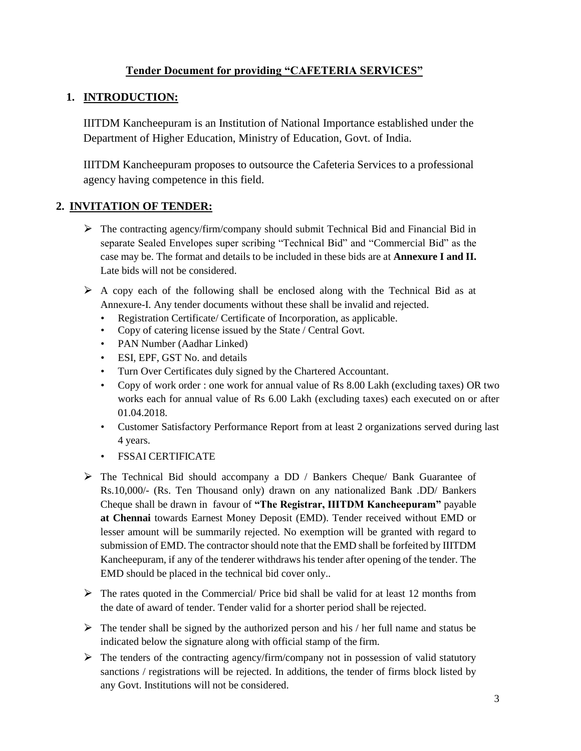# Tender Document for providing "CAFETERIA SERVICES"

## 1. INTRODUCTION:

IIITDM Kancheepuram is an Institution of National Importance established under the Department of Higher Education, Ministry of Education, Govt. of India.

IIITDM Kancheepuram proposes to outsource the Cafeteria Services to a professional agency having competence in this field.

## 2. INVITATION OF TENDER:

- The contracting agency/firm/company should submit Technical Bid and Financial Bid in separate Sealed Envelopes super scribing "Technical Bid" and "Commercial Bid" as the case may be. The format and details to be included in these bids are at **Annexure I and II.** Late bids will not be considered.
- A copy each of the following shall be enclosed along with the Technical Bid as at Annexure-I. Any tender documents without these shall be invalid and rejected.
  - Registration Certificate/ Certificate of Incorporation, as applicable.
  - Copy of catering license issued by the State / Central Govt.
  - PAN Number (Aadhar Linked)
  - ESI, EPF, GST No. and details
  - Turn Over Certificates duly signed by the Chartered Accountant.
  - Copy of work order : one work for annual value of Rs 8.00 Lakh (excluding taxes) OR two works each for annual value of Rs 6.00 Lakh (excluding taxes) each executed on or after 01.04.2018.
  - Customer Satisfactory Performance Report from at least 2 organizations served during last 4 years.
  - FSSAI CERTIFICATE
- The Technical Bid should accompany a DD / Bankers Cheque/ Bank Guarantee of Rs.10,000/- (Rs. Ten Thousand only) drawn on any nationalized Bank .DD/ Bankers Cheque shall be drawn in favour of **"The Registrar, IIITDM Kancheepuram"** payable **at Chennai** towards Earnest Money Deposit (EMD). Tender received without EMD or lesser amount will be summarily rejected. No exemption will be granted with regard to submission of EMD. The contractor should note that the EMD shall be forfeited by IIITDM Kancheepuram, if any of the tenderer withdraws his tender after opening of the tender. The EMD should be placed in the technical bid cover only..
- The rates quoted in the Commercial/ Price bid shall be valid for at least 12 months from the date of award of tender. Tender valid for a shorter period shall be rejected.
- The tender shall be signed by the authorized person and his / her full name and status be indicated below the signature along with official stamp of the firm.
- The tenders of the contracting agency/firm/company not in possession of valid statutory sanctions / registrations will be rejected. In additions, the tender of firms block listed by any Govt. Institutions will not be considered.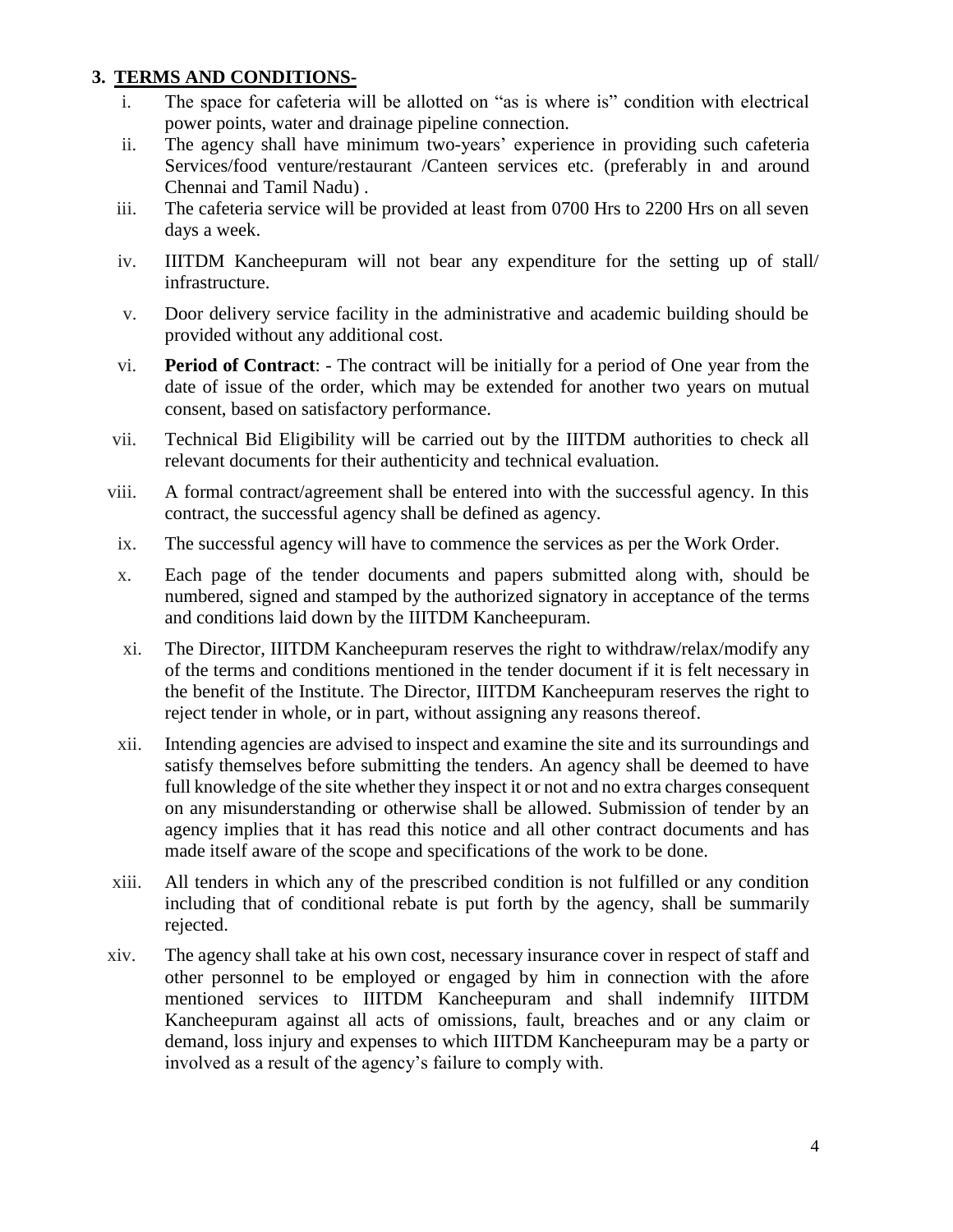### 3. TERMS AND CONDITIONS-

i. The space for cafeteria will be allotted on "as is where is" condition with electrical power points, water and drainage pipeline connection.

ii. The agency shall have minimum two-years' experience in providing such cafeteria Services/food venture/restaurant /Canteen services etc. (preferably in and around Chennai and Tamil Nadu) .

iii. The cafeteria service will be provided at least from 0700 Hrs to 2200 Hrs on all seven days a week.

iv. IIITDM Kancheepuram will not bear any expenditure for the setting up of stall/ infrastructure.

v. Door delivery service facility in the administrative and academic building should be provided without any additional cost.

vi. **Period of Contract**: - The contract will be initially for a period of One year from the date of issue of the order, which may be extended for another two years on mutual consent, based on satisfactory performance.

vii. Technical Bid Eligibility will be carried out by the IIITDM authorities to check all relevant documents for their authenticity and technical evaluation.

viii. A formal contract/agreement shall be entered into with the successful agency. In this contract, the successful agency shall be defined as agency.

ix. The successful agency will have to commence the services as per the Work Order.

x. Each page of the tender documents and papers submitted along with, should be numbered, signed and stamped by the authorized signatory in acceptance of the terms and conditions laid down by the IIITDM Kancheepuram.

xi. The Director, IIITDM Kancheepuram reserves the right to withdraw/relax/modify any of the terms and conditions mentioned in the tender document if it is felt necessary in the benefit of the Institute. The Director, IIITDM Kancheepuram reserves the right to reject tender in whole, or in part, without assigning any reasons thereof.

xii. Intending agencies are advised to inspect and examine the site and its surroundings and satisfy themselves before submitting the tenders. An agency shall be deemed to have full knowledge of the site whether they inspect it or not and no extra charges consequent on any misunderstanding or otherwise shall be allowed. Submission of tender by an agency implies that it has read this notice and all other contract documents and has made itself aware of the scope and specifications of the work to be done.

xiii. All tenders in which any of the prescribed condition is not fulfilled or any condition including that of conditional rebate is put forth by the agency, shall be summarily rejected.

xiv. The agency shall take at his own cost, necessary insurance cover in respect of staff and other personnel to be employed or engaged by him in connection with the afore mentioned services to IIITDM Kancheepuram and shall indemnify IIITDM Kancheepuram against all acts of omissions, fault, breaches and or any claim or demand, loss injury and expenses to which IIITDM Kancheepuram may be a party or involved as a result of the agency's failure to comply with.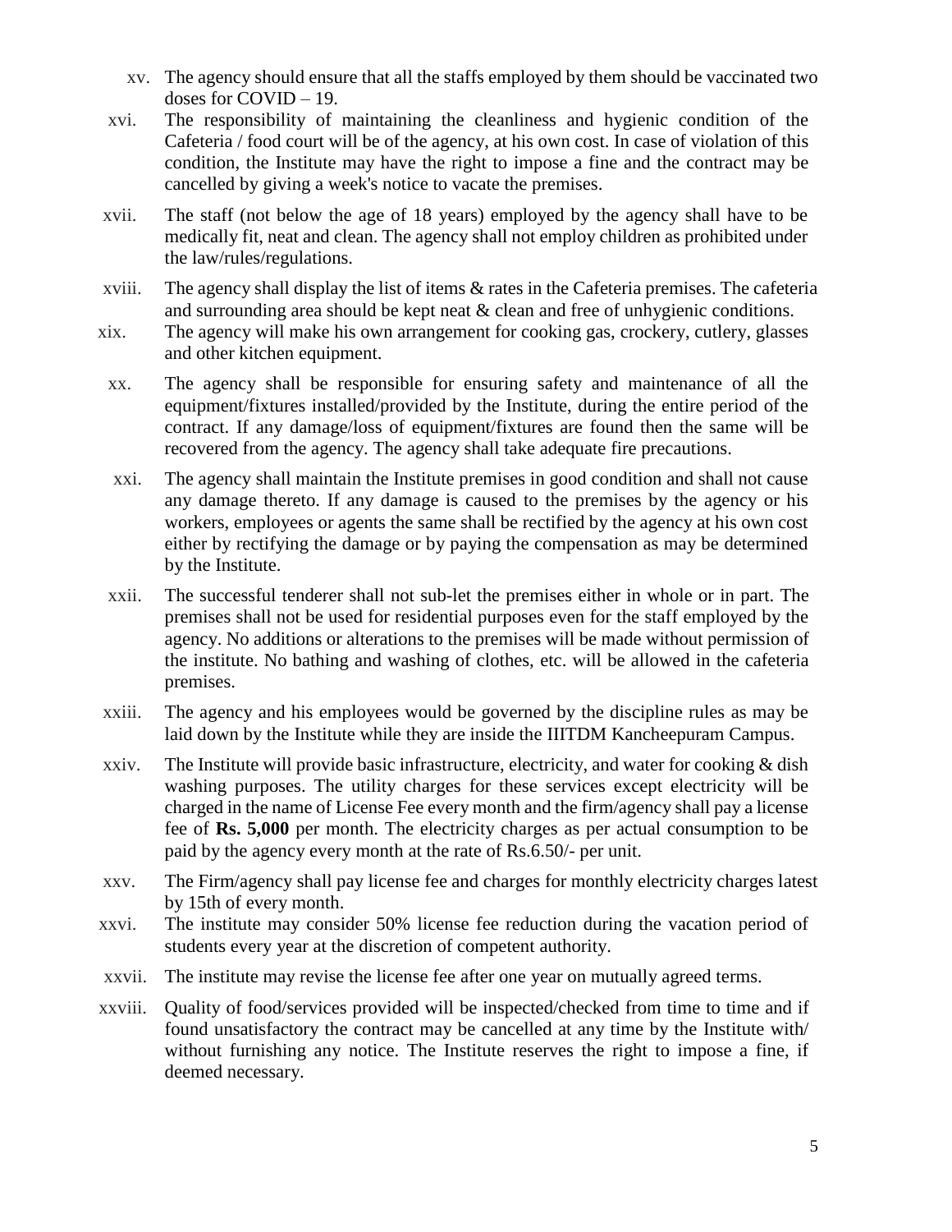xv. The agency should ensure that all the staffs employed by them should be vaccinated two doses for COVID – 19.

xvi. The responsibility of maintaining the cleanliness and hygienic condition of the Cafeteria / food court will be of the agency, at his own cost. In case of violation of this condition, the Institute may have the right to impose a fine and the contract may be cancelled by giving a week's notice to vacate the premises.

xvii. The staff (not below the age of 18 years) employed by the agency shall have to be medically fit, neat and clean. The agency shall not employ children as prohibited under the law/rules/regulations.

xviii. The agency shall display the list of items & rates in the Cafeteria premises. The cafeteria and surrounding area should be kept neat & clean and free of unhygienic conditions.

xix. The agency will make his own arrangement for cooking gas, crockery, cutlery, glasses and other kitchen equipment.

xx. The agency shall be responsible for ensuring safety and maintenance of all the equipment/fixtures installed/provided by the Institute, during the entire period of the contract. If any damage/loss of equipment/fixtures are found then the same will be recovered from the agency. The agency shall take adequate fire precautions.

xxi. The agency shall maintain the Institute premises in good condition and shall not cause any damage thereto. If any damage is caused to the premises by the agency or his workers, employees or agents the same shall be rectified by the agency at his own cost either by rectifying the damage or by paying the compensation as may be determined by the Institute.

xxii. The successful tenderer shall not sub-let the premises either in whole or in part. The premises shall not be used for residential purposes even for the staff employed by the agency. No additions or alterations to the premises will be made without permission of the institute. No bathing and washing of clothes, etc. will be allowed in the cafeteria premises.

xxiii. The agency and his employees would be governed by the discipline rules as may be laid down by the Institute while they are inside the IIITDM Kancheepuram Campus.

xxiv. The Institute will provide basic infrastructure, electricity, and water for cooking & dish washing purposes. The utility charges for these services except electricity will be charged in the name of License Fee every month and the firm/agency shall pay a license fee of **Rs. 5,000** per month. The electricity charges as per actual consumption to be paid by the agency every month at the rate of Rs.6.50/- per unit.

xxv. The Firm/agency shall pay license fee and charges for monthly electricity charges latest by 15th of every month.

xxvi. The institute may consider 50% license fee reduction during the vacation period of students every year at the discretion of competent authority.

xxvii. The institute may revise the license fee after one year on mutually agreed terms.

xxviii. Quality of food/services provided will be inspected/checked from time to time and if found unsatisfactory the contract may be cancelled at any time by the Institute with/ without furnishing any notice. The Institute reserves the right to impose a fine, if deemed necessary.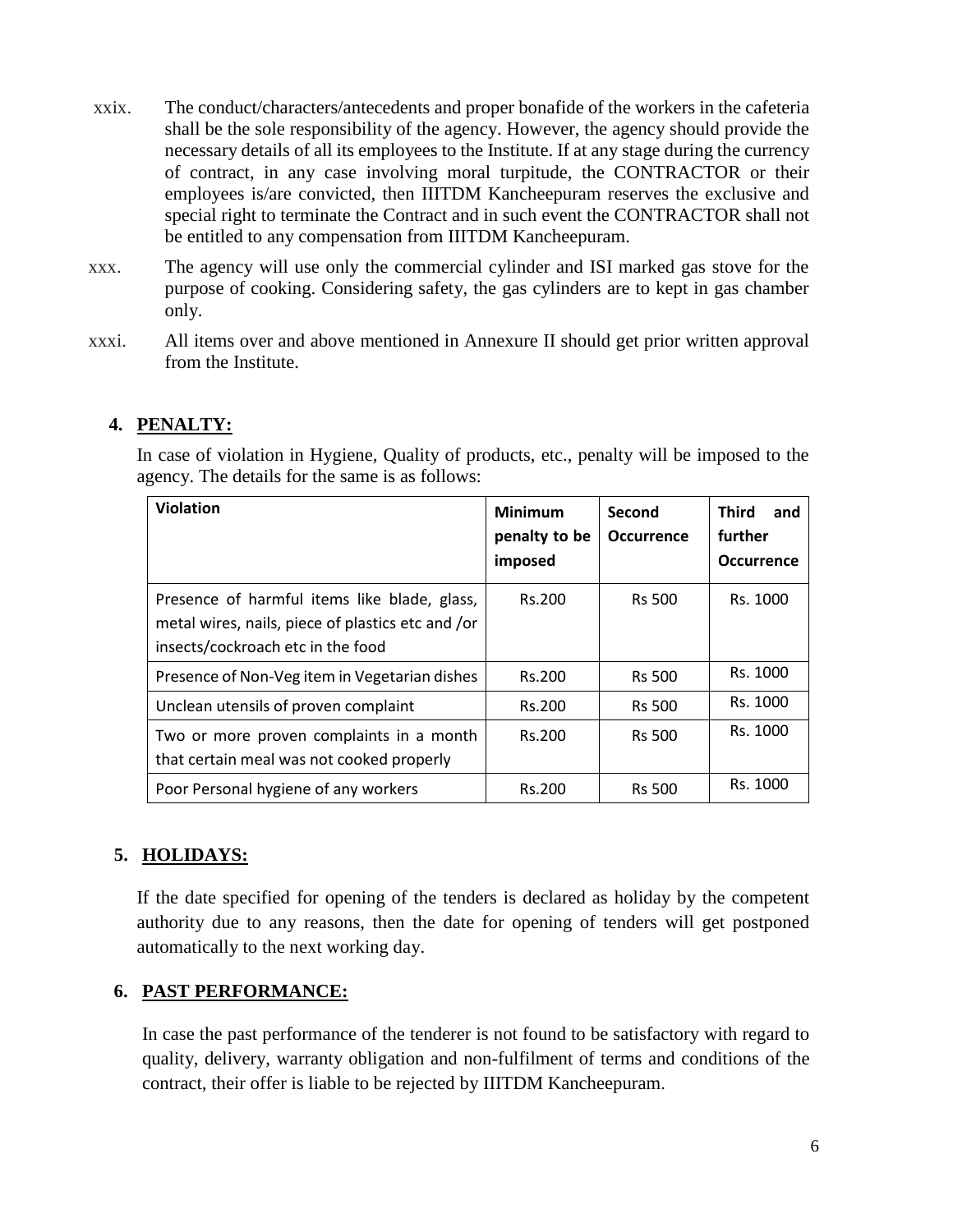xxix. The conduct/characters/antecedents and proper bonafide of the workers in the cafeteria shall be the sole responsibility of the agency. However, the agency should provide the necessary details of all its employees to the Institute. If at any stage during the currency of contract, in any case involving moral turpitude, the CONTRACTOR or their employees is/are convicted, then IIITDM Kancheepuram reserves the exclusive and special right to terminate the Contract and in such event the CONTRACTOR shall not be entitled to any compensation from IIITDM Kancheepuram.

xxx. The agency will use only the commercial cylinder and ISI marked gas stove for the purpose of cooking. Considering safety, the gas cylinders are to kept in gas chamber only.

xxxi. All items over and above mentioned in Annexure II should get prior written approval from the Institute.

## 4. PENALTY:

In case of violation in Hygiene, Quality of products, etc., penalty will be imposed to the agency. The details for the same is as follows:

| Violation | Minimum penalty to be imposed | Second Occurrence | Third and further Occurrence |
|---|---|---|---|
| Presence of harmful items like blade, glass, metal wires, nails, piece of plastics etc and /or insects/cockroach etc in the food | Rs.200 | Rs 500 | Rs. 1000 |
| Presence of Non-Veg item in Vegetarian dishes | Rs.200 | Rs 500 | Rs. 1000 |
| Unclean utensils of proven complaint | Rs.200 | Rs 500 | Rs. 1000 |
| Two or more proven complaints in a month that certain meal was not cooked properly | Rs.200 | Rs 500 | Rs. 1000 |
| Poor Personal hygiene of any workers | Rs.200 | Rs 500 | Rs. 1000 |

## 5. HOLIDAYS:

If the date specified for opening of the tenders is declared as holiday by the competent authority due to any reasons, then the date for opening of tenders will get postponed automatically to the next working day.

## 6. PAST PERFORMANCE:

In case the past performance of the tenderer is not found to be satisfactory with regard to quality, delivery, warranty obligation and non-fulfilment of terms and conditions of the contract, their offer is liable to be rejected by IIITDM Kancheepuram.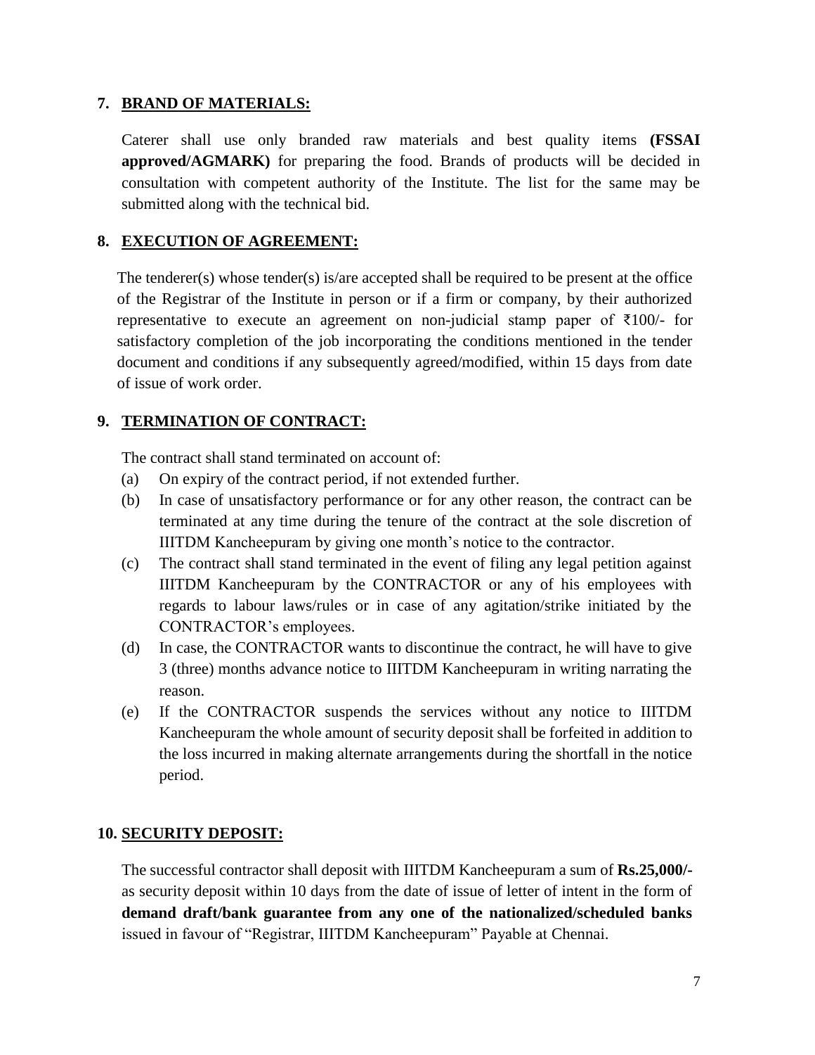## 7. BRAND OF MATERIALS:

Caterer shall use only branded raw materials and best quality items **(FSSAI approved/AGMARK)** for preparing the food. Brands of products will be decided in consultation with competent authority of the Institute. The list for the same may be submitted along with the technical bid.

## 8. EXECUTION OF AGREEMENT:

The tenderer(s) whose tender(s) is/are accepted shall be required to be present at the office of the Registrar of the Institute in person or if a firm or company, by their authorized representative to execute an agreement on non-judicial stamp paper of ₹100/- for satisfactory completion of the job incorporating the conditions mentioned in the tender document and conditions if any subsequently agreed/modified, within 15 days from date of issue of work order.

## 9. TERMINATION OF CONTRACT:

The contract shall stand terminated on account of:

(a) On expiry of the contract period, if not extended further.

(b) In case of unsatisfactory performance or for any other reason, the contract can be terminated at any time during the tenure of the contract at the sole discretion of IIITDM Kancheepuram by giving one month's notice to the contractor.

(c) The contract shall stand terminated in the event of filing any legal petition against IIITDM Kancheepuram by the CONTRACTOR or any of his employees with regards to labour laws/rules or in case of any agitation/strike initiated by the CONTRACTOR's employees.

(d) In case, the CONTRACTOR wants to discontinue the contract, he will have to give 3 (three) months advance notice to IIITDM Kancheepuram in writing narrating the reason.

(e) If the CONTRACTOR suspends the services without any notice to IIITDM Kancheepuram the whole amount of security deposit shall be forfeited in addition to the loss incurred in making alternate arrangements during the shortfall in the notice period.

## 10. SECURITY DEPOSIT:

The successful contractor shall deposit with IIITDM Kancheepuram a sum of **Rs.25,000/-** as security deposit within 10 days from the date of issue of letter of intent in the form of **demand draft/bank guarantee from any one of the nationalized/scheduled banks** issued in favour of "Registrar, IIITDM Kancheepuram" Payable at Chennai.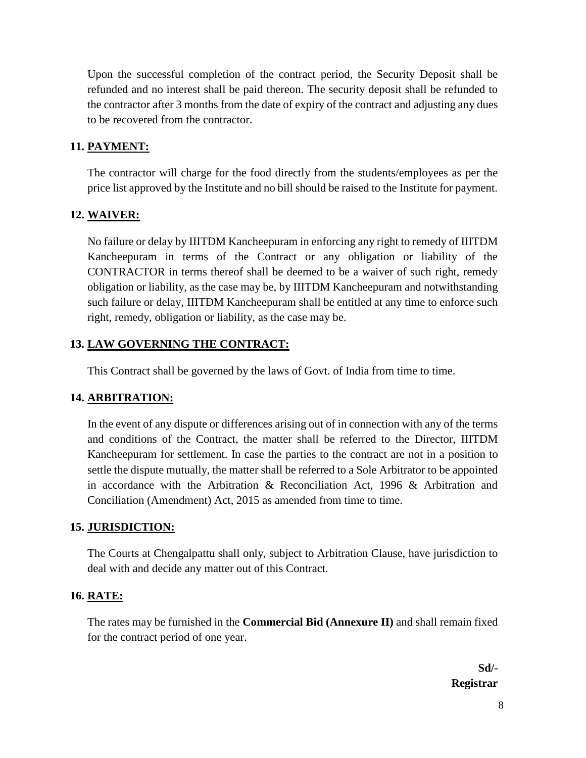Upon the successful completion of the contract period, the Security Deposit shall be refunded and no interest shall be paid thereon. The security deposit shall be refunded to the contractor after 3 months from the date of expiry of the contract and adjusting any dues to be recovered from the contractor.

### 11. PAYMENT:

The contractor will charge for the food directly from the students/employees as per the price list approved by the Institute and no bill should be raised to the Institute for payment.

### 12. WAIVER:

No failure or delay by IIITDM Kancheepuram in enforcing any right to remedy of IIITDM Kancheepuram in terms of the Contract or any obligation or liability of the CONTRACTOR in terms thereof shall be deemed to be a waiver of such right, remedy obligation or liability, as the case may be, by IIITDM Kancheepuram and notwithstanding such failure or delay, IIITDM Kancheepuram shall be entitled at any time to enforce such right, remedy, obligation or liability, as the case may be.

### 13. LAW GOVERNING THE CONTRACT:

This Contract shall be governed by the laws of Govt. of India from time to time.

### 14. ARBITRATION:

In the event of any dispute or differences arising out of in connection with any of the terms and conditions of the Contract, the matter shall be referred to the Director, IIITDM Kancheepuram for settlement. In case the parties to the contract are not in a position to settle the dispute mutually, the matter shall be referred to a Sole Arbitrator to be appointed in accordance with the Arbitration & Reconciliation Act, 1996 & Arbitration and Conciliation (Amendment) Act, 2015 as amended from time to time.

### 15. JURISDICTION:

The Courts at Chengalpattu shall only, subject to Arbitration Clause, have jurisdiction to deal with and decide any matter out of this Contract.

### 16. RATE:

The rates may be furnished in the **Commercial Bid (Annexure II)** and shall remain fixed for the contract period of one year.

**Sd/-**
**Registrar**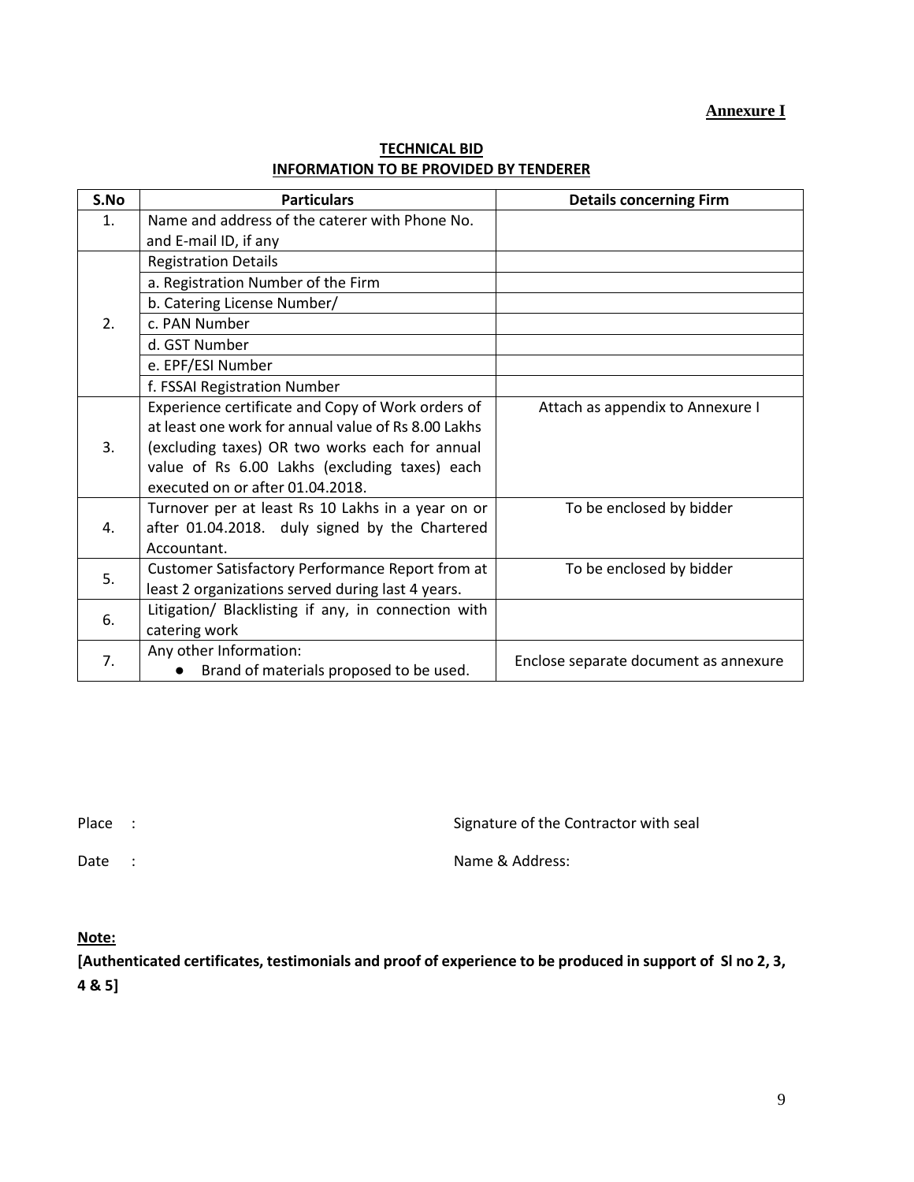**Annexure I**

**TECHNICAL BID**
**INFORMATION TO BE PROVIDED BY TENDERER**

| S.No | Particulars | Details concerning Firm |
|---|---|---|
| 1. | Name and address of the caterer with Phone No. and E-mail ID, if any | |
| 2. | Registration Details | |
| | a. Registration Number of the Firm | |
| | b. Catering License Number/ | |
| | c. PAN Number | |
| | d. GST Number | |
| | e. EPF/ESI Number | |
| | f. FSSAI Registration Number | |
| 3. | Experience certificate and Copy of Work orders of at least one work for annual value of Rs 8.00 Lakhs (excluding taxes) OR two works each for annual value of Rs 6.00 Lakhs (excluding taxes) each executed on or after 01.04.2018. | Attach as appendix to Annexure I |
| 4. | Turnover per at least Rs 10 Lakhs in a year on or after 01.04.2018. duly signed by the Chartered Accountant. | To be enclosed by bidder |
| 5. | Customer Satisfactory Performance Report from at least 2 organizations served during last 4 years. | To be enclosed by bidder |
| 6. | Litigation/ Blacklisting if any, in connection with catering work | |
| 7. | Any other Information: <br>● Brand of materials proposed to be used. | Enclose separate document as annexure |

Place :

Date :

Signature of the Contractor with seal

Name & Address:

**Note:**

**[Authenticated certificates, testimonials and proof of experience to be produced in support of Sl no 2, 3, 4 & 5]**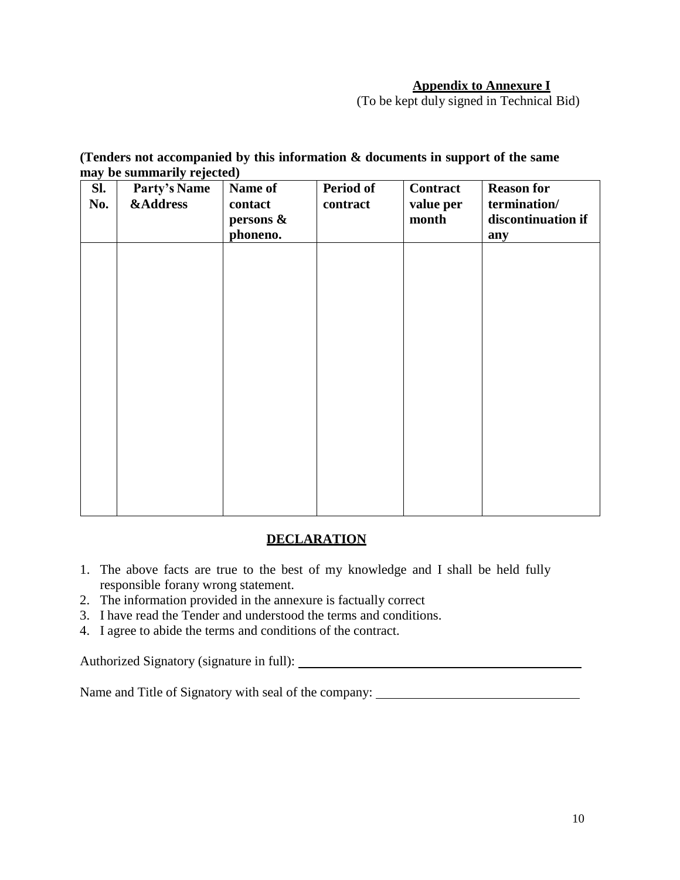**Appendix to Annexure I**

(To be kept duly signed in Technical Bid)

**(Tenders not accompanied by this information & documents in support of the same may be summarily rejected)**

| Sl. No. | Party's Name &Address | Name of contact persons & phoneno. | Period of contract | Contract value per month | Reason for termination/ discontinuation if any |
|---|---|---|---|---|---|
| | | | | | |

## DECLARATION

1. The above facts are true to the best of my knowledge and I shall be held fully responsible forany wrong statement.
2. The information provided in the annexure is factually correct
3. I have read the Tender and understood the terms and conditions.
4. I agree to abide the terms and conditions of the contract.

Authorized Signatory (signature in full): ______________________________

Name and Title of Signatory with seal of the company: ______________________________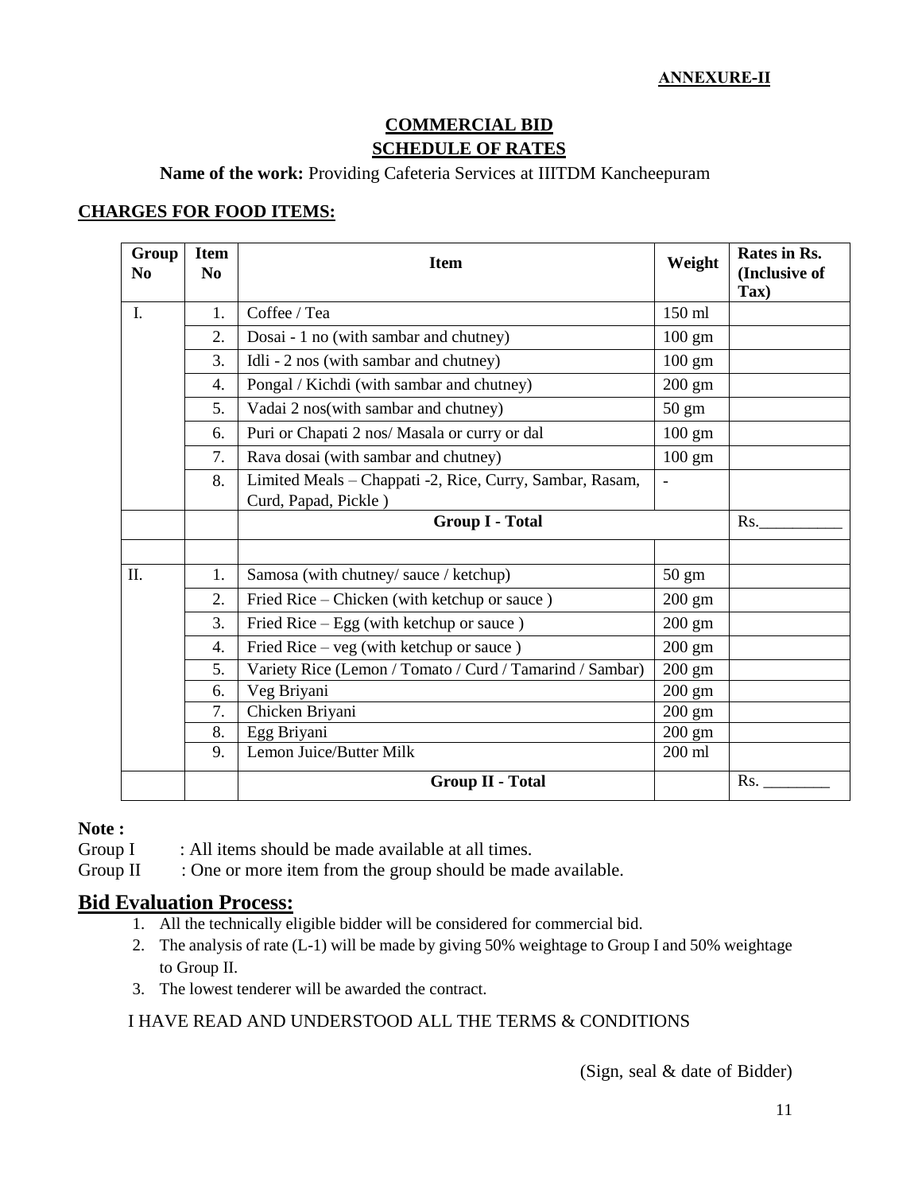**ANNEXURE-II**

## COMMERCIAL BID
## SCHEDULE OF RATES

**Name of the work:** Providing Cafeteria Services at IIITDM Kancheepuram

### CHARGES FOR FOOD ITEMS:

| Group No | Item No | Item | Weight | Rates in Rs. (Inclusive of Tax) |
|---|---|---|---|---|
| I. | 1. | Coffee / Tea | 150 ml | |
| | 2. | Dosai - 1 no (with sambar and chutney) | 100 gm | |
| | 3. | Idli - 2 nos (with sambar and chutney) | 100 gm | |
| | 4. | Pongal / Kichdi (with sambar and chutney) | 200 gm | |
| | 5. | Vadai 2 nos(with sambar and chutney) | 50 gm | |
| | 6. | Puri or Chapati 2 nos/ Masala or curry or dal | 100 gm | |
| | 7. | Rava dosai (with sambar and chutney) | 100 gm | |
| | 8. | Limited Meals – Chappati -2, Rice, Curry, Sambar, Rasam, Curd, Papad, Pickle ) | - | |
| | | **Group I - Total** | | Rs.__________ |
| | | | | |
| II. | 1. | Samosa (with chutney/ sauce / ketchup) | 50 gm | |
| | 2. | Fried Rice – Chicken (with ketchup or sauce ) | 200 gm | |
| | 3. | Fried Rice – Egg (with ketchup or sauce ) | 200 gm | |
| | 4. | Fried Rice – veg (with ketchup or sauce ) | 200 gm | |
| | 5. | Variety Rice (Lemon / Tomato / Curd / Tamarind / Sambar) | 200 gm | |
| | 6. | Veg Briyani | 200 gm | |
| | 7. | Chicken Briyani | 200 gm | |
| | 8. | Egg Briyani | 200 gm | |
| | 9. | Lemon Juice/Butter Milk | 200 ml | |
| | | **Group II - Total** | | Rs. ________ |

**Note :**

Group I : All items should be made available at all times.

Group II : One or more item from the group should be made available.

## Bid Evaluation Process:

1. All the technically eligible bidder will be considered for commercial bid.
2. The analysis of rate (L-1) will be made by giving 50% weightage to Group I and 50% weightage to Group II.
3. The lowest tenderer will be awarded the contract.

I HAVE READ AND UNDERSTOOD ALL THE TERMS & CONDITIONS

(Sign, seal & date of Bidder)